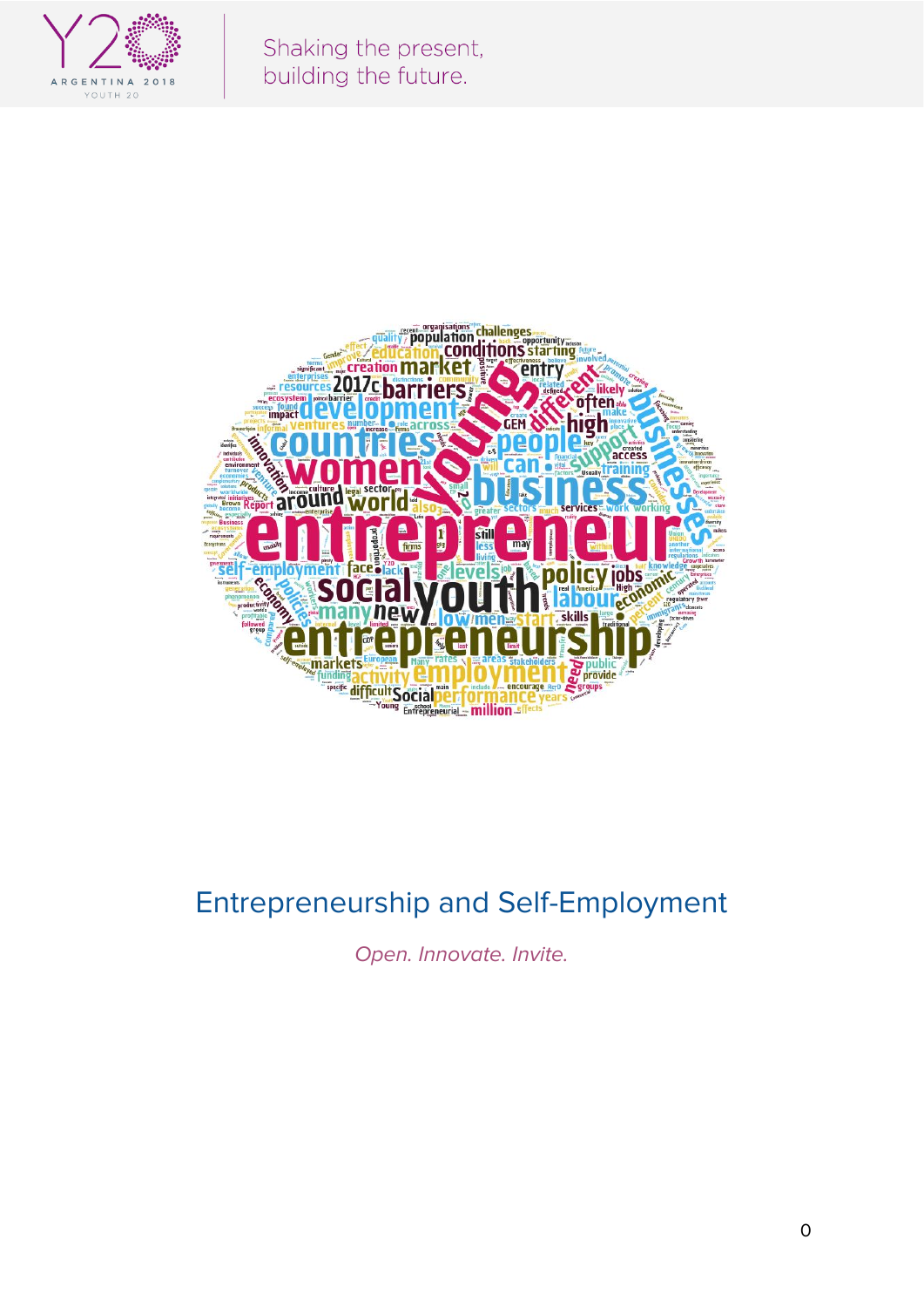Y20 ARGENTINA 2018 YOUTH 20

Shaking the present, building the future.

# Entrepreneurship and Self-Employment

*Open. Innovate. Invite.*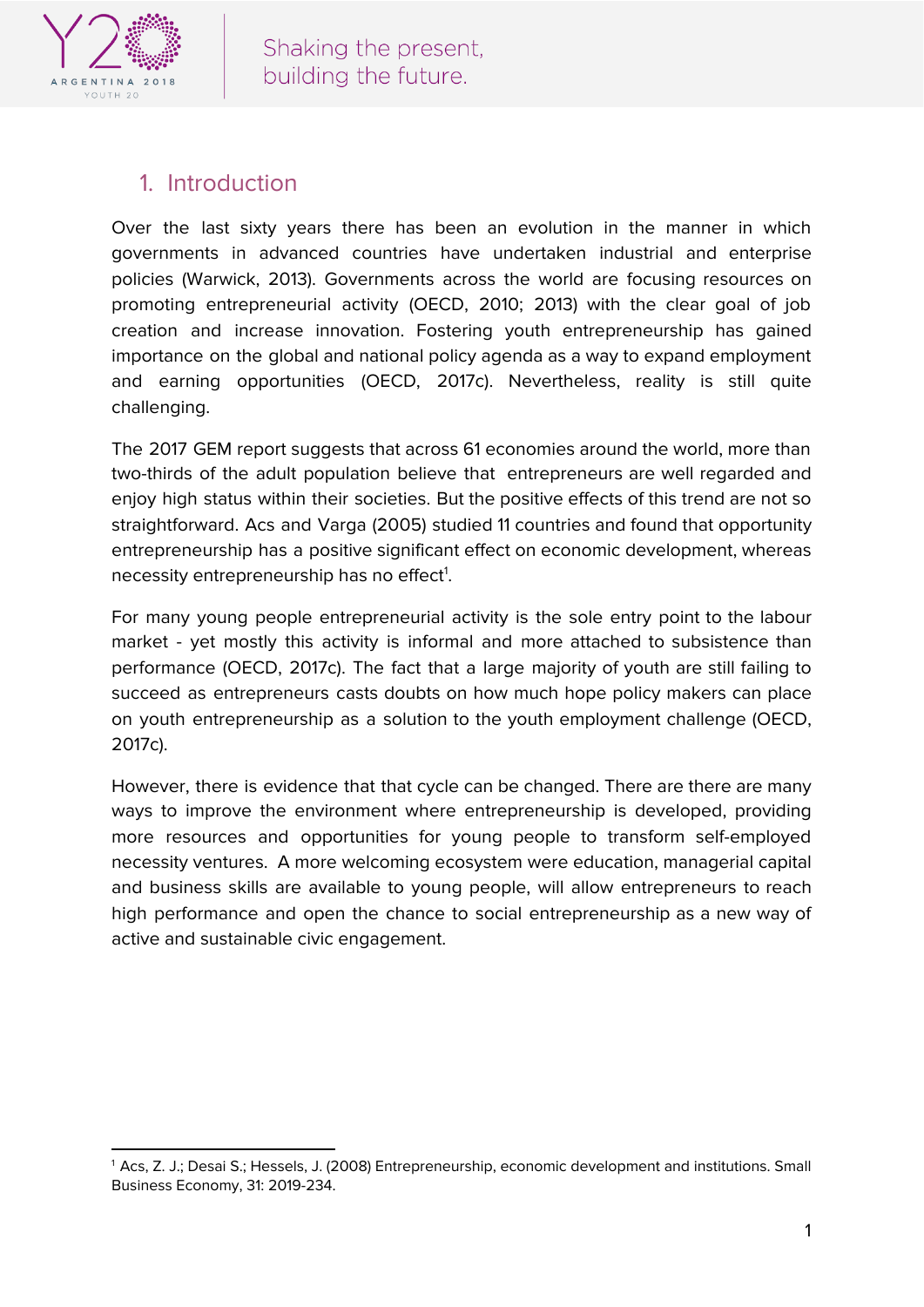## 1. Introduction

Over the last sixty years there has been an evolution in the manner in which governments in advanced countries have undertaken industrial and enterprise policies (Warwick, 2013). Governments across the world are focusing resources on promoting entrepreneurial activity (OECD, 2010; 2013) with the clear goal of job creation and increase innovation. Fostering youth entrepreneurship has gained importance on the global and national policy agenda as a way to expand employment and earning opportunities (OECD, 2017c). Nevertheless, reality is still quite challenging.

The 2017 GEM report suggests that across 61 economies around the world, more than two-thirds of the adult population believe that entrepreneurs are well regarded and enjoy high status within their societies. But the positive effects of this trend are not so straightforward. Acs and Varga (2005) studied 11 countries and found that opportunity entrepreneurship has a positive significant effect on economic development, whereas necessity entrepreneurship has no effect[1].

For many young people entrepreneurial activity is the sole entry point to the labour market - yet mostly this activity is informal and more attached to subsistence than performance (OECD, 2017c). The fact that a large majority of youth are still failing to succeed as entrepreneurs casts doubts on how much hope policy makers can place on youth entrepreneurship as a solution to the youth employment challenge (OECD, 2017c).

However, there is evidence that that cycle can be changed. There are there are many ways to improve the environment where entrepreneurship is developed, providing more resources and opportunities for young people to transform self-employed necessity ventures. A more welcoming ecosystem were education, managerial capital and business skills are available to young people, will allow entrepreneurs to reach high performance and open the chance to social entrepreneurship as a new way of active and sustainable civic engagement.

---

[1] Acs, Z. J.; Desai S.; Hessels, J. (2008) Entrepreneurship, economic development and institutions. Small Business Economy, 31: 2019-234.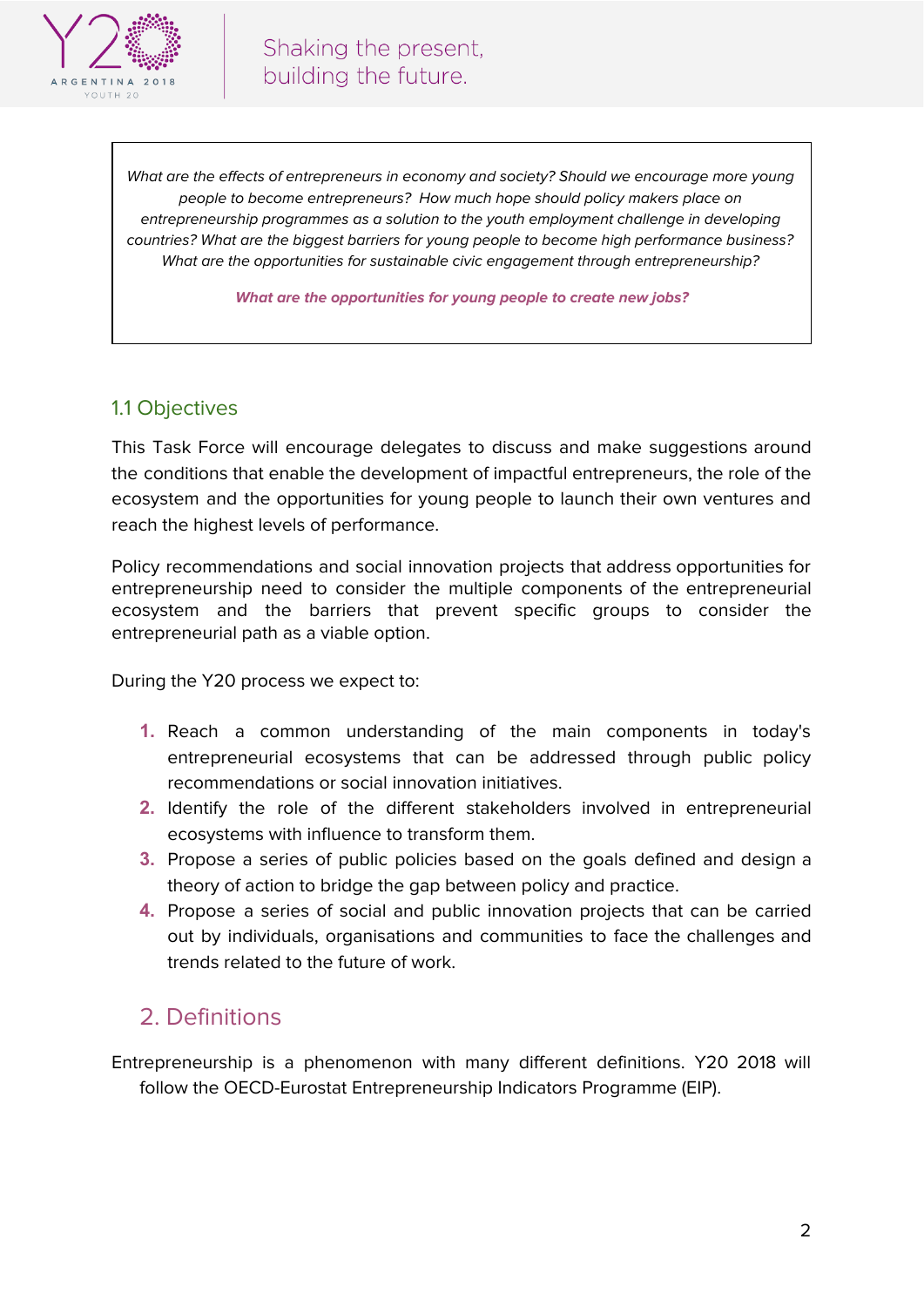*What are the effects of entrepreneurs in economy and society? Should we encourage more young people to become entrepreneurs? How much hope should policy makers place on entrepreneurship programmes as a solution to the youth employment challenge in developing countries? What are the biggest barriers for young people to become high performance business? What are the opportunities for sustainable civic engagement through entrepreneurship?*

***What are the opportunities for young people to create new jobs?***

## 1.1 Objectives

This Task Force will encourage delegates to discuss and make suggestions around the conditions that enable the development of impactful entrepreneurs, the role of the ecosystem and the opportunities for young people to launch their own ventures and reach the highest levels of performance.

Policy recommendations and social innovation projects that address opportunities for entrepreneurship need to consider the multiple components of the entrepreneurial ecosystem and the barriers that prevent specific groups to consider the entrepreneurial path as a viable option.

During the Y20 process we expect to:

1. Reach a common understanding of the main components in today's entrepreneurial ecosystems that can be addressed through public policy recommendations or social innovation initiatives.
2. Identify the role of the different stakeholders involved in entrepreneurial ecosystems with influence to transform them.
3. Propose a series of public policies based on the goals defined and design a theory of action to bridge the gap between policy and practice.
4. Propose a series of social and public innovation projects that can be carried out by individuals, organisations and communities to face the challenges and trends related to the future of work.

# 2. Definitions

Entrepreneurship is a phenomenon with many different definitions. Y20 2018 will follow the OECD-Eurostat Entrepreneurship Indicators Programme (EIP).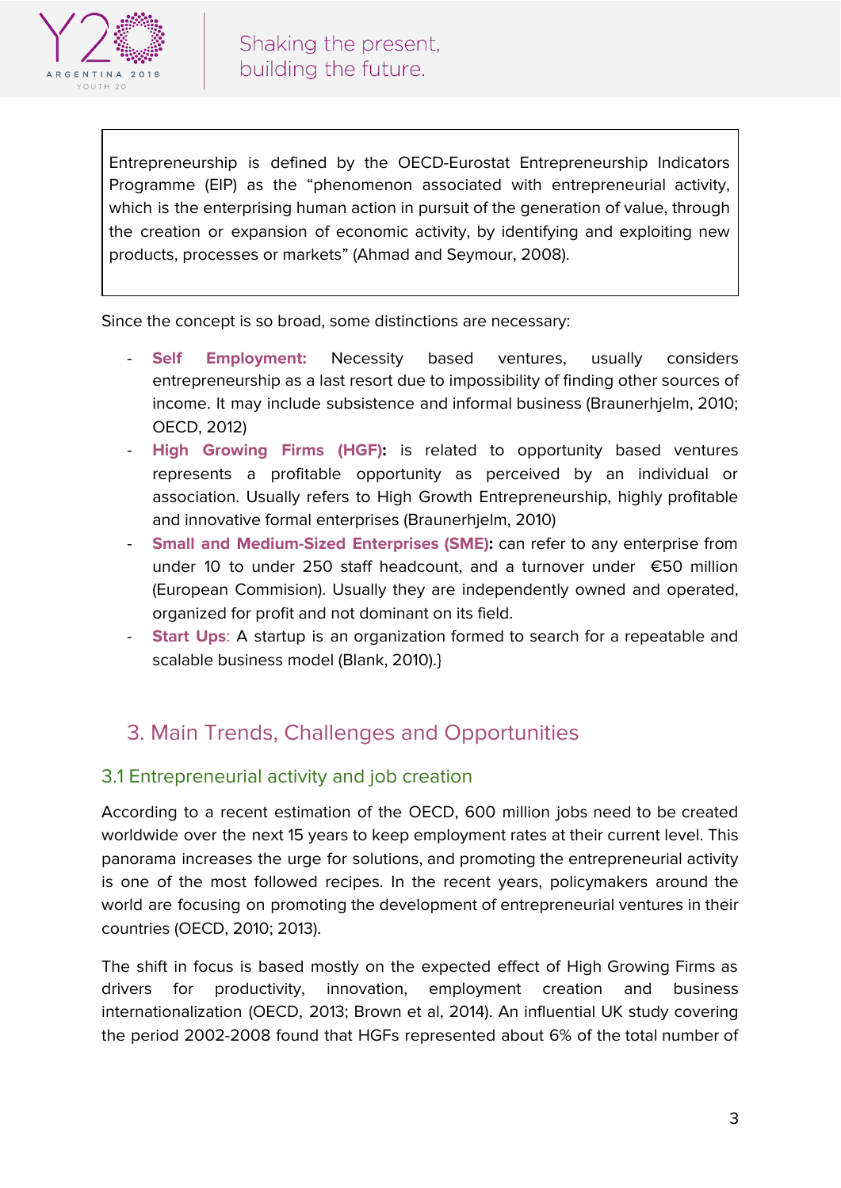Entrepreneurship is defined by the OECD-Eurostat Entrepreneurship Indicators Programme (EIP) as the "phenomenon associated with entrepreneurial activity, which is the enterprising human action in pursuit of the generation of value, through the creation or expansion of economic activity, by identifying and exploiting new products, processes or markets" (Ahmad and Seymour, 2008).

Since the concept is so broad, some distinctions are necessary:

- **Self Employment:** Necessity based ventures, usually considers entrepreneurship as a last resort due to impossibility of finding other sources of income. It may include subsistence and informal business (Braunerhjelm, 2010; OECD, 2012)
- **High Growing Firms (HGF):** is related to opportunity based ventures represents a profitable opportunity as perceived by an individual or association. Usually refers to High Growth Entrepreneurship, highly profitable and innovative formal enterprises (Braunerhjelm, 2010)
- **Small and Medium-Sized Enterprises (SME):** can refer to any enterprise from under 10 to under 250 staff headcount, and a turnover under €50 million (European Commision). Usually they are independently owned and operated, organized for profit and not dominant on its field.
- **Start Ups**: A startup is an organization formed to search for a repeatable and scalable business model (Blank, 2010).}

## 3. Main Trends, Challenges and Opportunities

### 3.1 Entrepreneurial activity and job creation

According to a recent estimation of the OECD, 600 million jobs need to be created worldwide over the next 15 years to keep employment rates at their current level. This panorama increases the urge for solutions, and promoting the entrepreneurial activity is one of the most followed recipes. In the recent years, policymakers around the world are focusing on promoting the development of entrepreneurial ventures in their countries (OECD, 2010; 2013).

The shift in focus is based mostly on the expected effect of High Growing Firms as drivers for productivity, innovation, employment creation and business internationalization (OECD, 2013; Brown et al, 2014). An influential UK study covering the period 2002-2008 found that HGFs represented about 6% of the total number of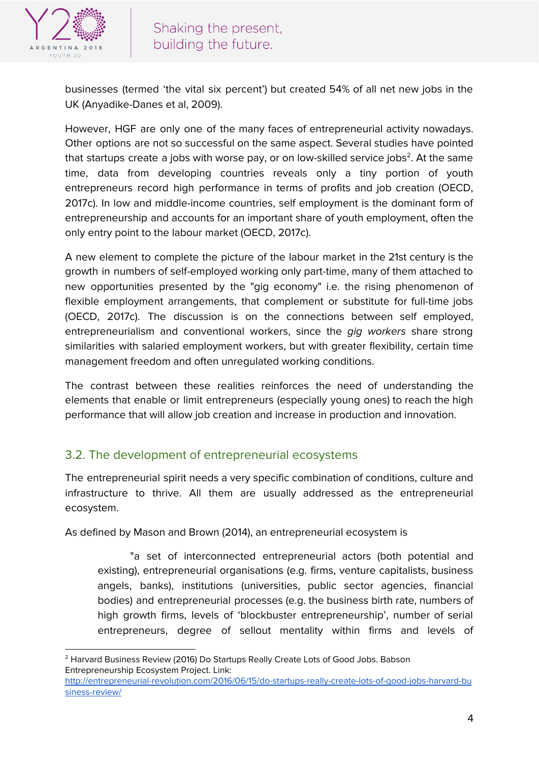businesses (termed 'the vital six percent') but created 54% of all net new jobs in the UK (Anyadike-Danes et al, 2009).

However, HGF are only one of the many faces of entrepreneurial activity nowadays. Other options are not so successful on the same aspect. Several studies have pointed that startups create a jobs with worse pay, or on low-skilled service jobs[2]. At the same time, data from developing countries reveals only a tiny portion of youth entrepreneurs record high performance in terms of profits and job creation (OECD, 2017c). In low and middle-income countries, self employment is the dominant form of entrepreneurship and accounts for an important share of youth employment, often the only entry point to the labour market (OECD, 2017c).

A new element to complete the picture of the labour market in the 21st century is the growth in numbers of self-employed working only part-time, many of them attached to new opportunities presented by the "gig economy" i.e. the rising phenomenon of flexible employment arrangements, that complement or substitute for full-time jobs (OECD, 2017c). The discussion is on the connections between self employed, entrepreneurialism and conventional workers, since the *gig workers* share strong similarities with salaried employment workers, but with greater flexibility, certain time management freedom and often unregulated working conditions.

The contrast between these realities reinforces the need of understanding the elements that enable or limit entrepreneurs (especially young ones) to reach the high performance that will allow job creation and increase in production and innovation.

## 3.2. The development of entrepreneurial ecosystems

The entrepreneurial spirit needs a very specific combination of conditions, culture and infrastructure to thrive. All them are usually addressed as the entrepreneurial ecosystem.

As defined by Mason and Brown (2014), an entrepreneurial ecosystem is

> "a set of interconnected entrepreneurial actors (both potential and existing), entrepreneurial organisations (e.g. firms, venture capitalists, business angels, banks), institutions (universities, public sector agencies, financial bodies) and entrepreneurial processes (e.g. the business birth rate, numbers of high growth firms, levels of 'blockbuster entrepreneurship', number of serial entrepreneurs, degree of sellout mentality within firms and levels of

---

[2] Harvard Business Review (2016) Do Startups Really Create Lots of Good Jobs. Babson Entrepreneurship Ecosystem Project. Link: http://entrepreneurial-revolution.com/2016/06/15/do-startups-really-create-lots-of-good-jobs-harvard-business-review/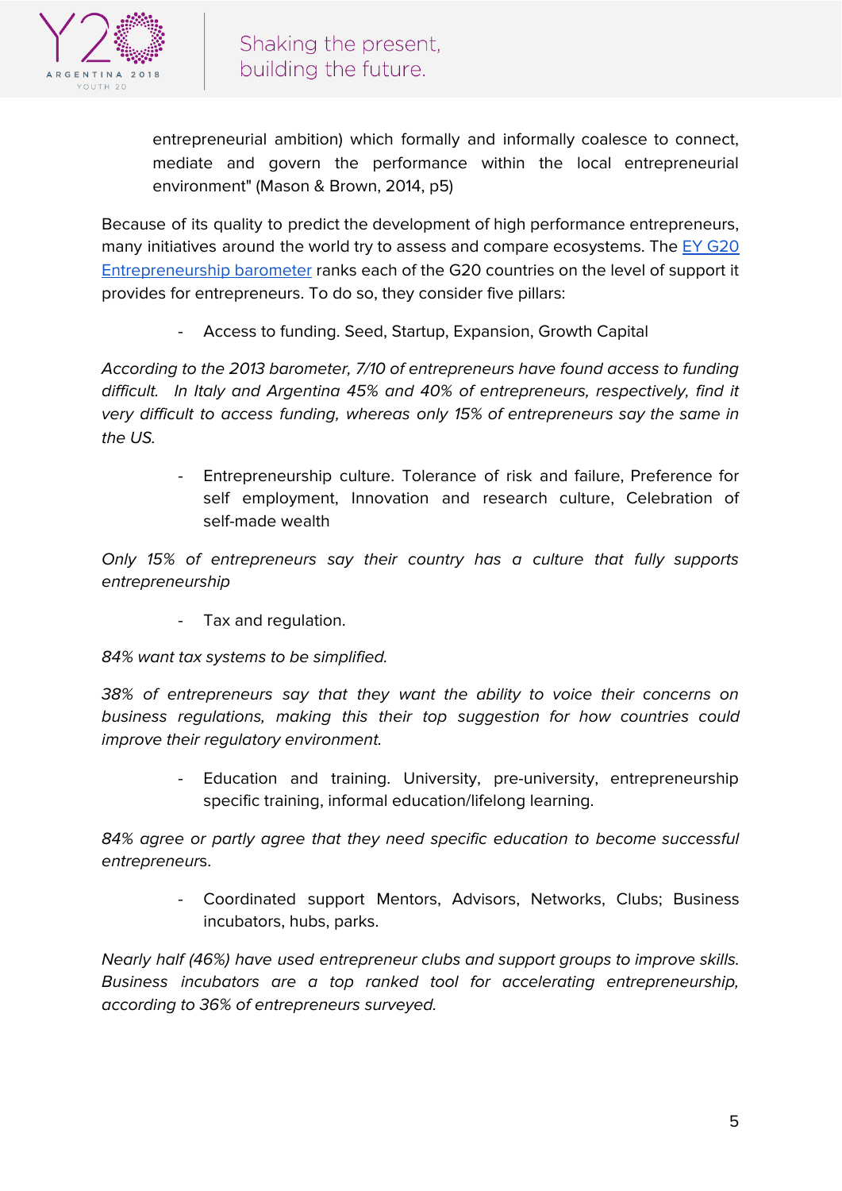entrepreneurial ambition) which formally and informally coalesce to connect, mediate and govern the performance within the local entrepreneurial environment" (Mason & Brown, 2014, p5)

Because of its quality to predict the development of high performance entrepreneurs, many initiatives around the world try to assess and compare ecosystems. The [EY G20 Entrepreneurship barometer]() ranks each of the G20 countries on the level of support it provides for entrepreneurs. To do so, they consider five pillars:

- Access to funding. Seed, Startup, Expansion, Growth Capital

*According to the 2013 barometer, 7/10 of entrepreneurs have found access to funding difficult. In Italy and Argentina 45% and 40% of entrepreneurs, respectively, find it very difficult to access funding, whereas only 15% of entrepreneurs say the same in the US.*

- Entrepreneurship culture. Tolerance of risk and failure, Preference for self employment, Innovation and research culture, Celebration of self-made wealth

*Only 15% of entrepreneurs say their country has a culture that fully supports entrepreneurship*

- Tax and regulation.

*84% want tax systems to be simplified.*

*38% of entrepreneurs say that they want the ability to voice their concerns on business regulations, making this their top suggestion for how countries could improve their regulatory environment.*

- Education and training. University, pre-university, entrepreneurship specific training, informal education/lifelong learning.

*84% agree or partly agree that they need specific education to become successful entrepreneurs.*

- Coordinated support Mentors, Advisors, Networks, Clubs; Business incubators, hubs, parks.

*Nearly half (46%) have used entrepreneur clubs and support groups to improve skills. Business incubators are a top ranked tool for accelerating entrepreneurship, according to 36% of entrepreneurs surveyed.*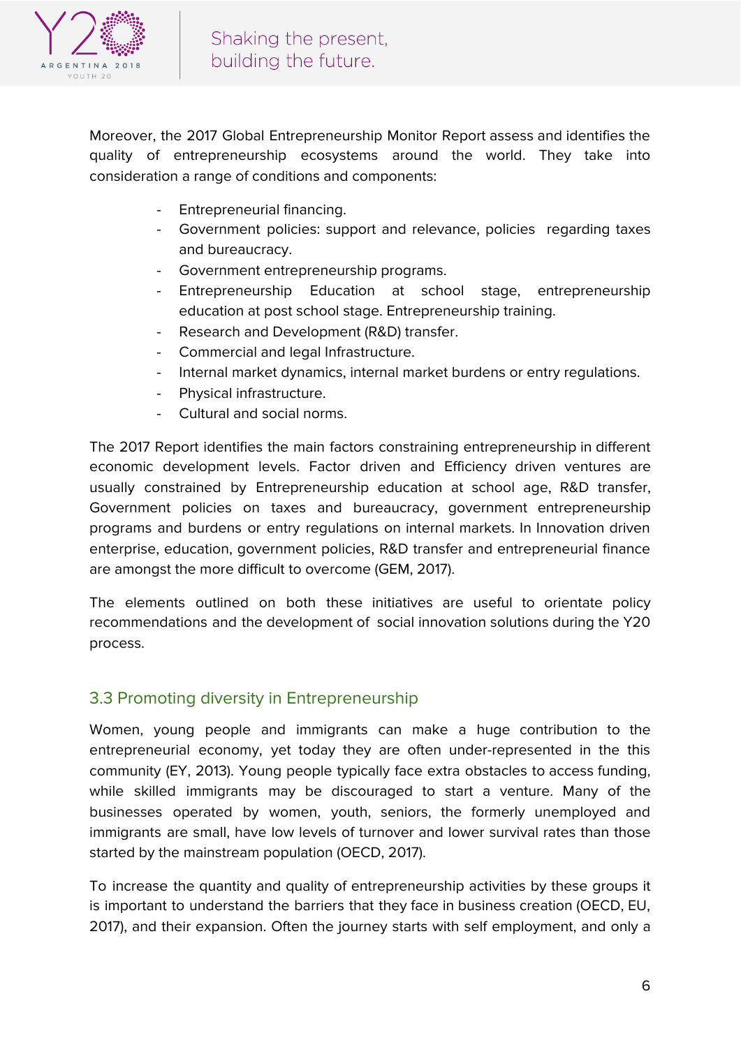Moreover, the 2017 Global Entrepreneurship Monitor Report assess and identifies the quality of entrepreneurship ecosystems around the world. They take into consideration a range of conditions and components:

- Entrepreneurial financing.
- Government policies: support and relevance, policies regarding taxes and bureaucracy.
- Government entrepreneurship programs.
- Entrepreneurship Education at school stage, entrepreneurship education at post school stage. Entrepreneurship training.
- Research and Development (R&D) transfer.
- Commercial and legal Infrastructure.
- Internal market dynamics, internal market burdens or entry regulations.
- Physical infrastructure.
- Cultural and social norms.

The 2017 Report identifies the main factors constraining entrepreneurship in different economic development levels. Factor driven and Efficiency driven ventures are usually constrained by Entrepreneurship education at school age, R&D transfer, Government policies on taxes and bureaucracy, government entrepreneurship programs and burdens or entry regulations on internal markets. In Innovation driven enterprise, education, government policies, R&D transfer and entrepreneurial finance are amongst the more difficult to overcome (GEM, 2017).

The elements outlined on both these initiatives are useful to orientate policy recommendations and the development of social innovation solutions during the Y20 process.

## 3.3 Promoting diversity in Entrepreneurship

Women, young people and immigrants can make a huge contribution to the entrepreneurial economy, yet today they are often under-represented in the this community (EY, 2013). Young people typically face extra obstacles to access funding, while skilled immigrants may be discouraged to start a venture. Many of the businesses operated by women, youth, seniors, the formerly unemployed and immigrants are small, have low levels of turnover and lower survival rates than those started by the mainstream population (OECD, 2017).

To increase the quantity and quality of entrepreneurship activities by these groups it is important to understand the barriers that they face in business creation (OECD, EU, 2017), and their expansion. Often the journey starts with self employment, and only a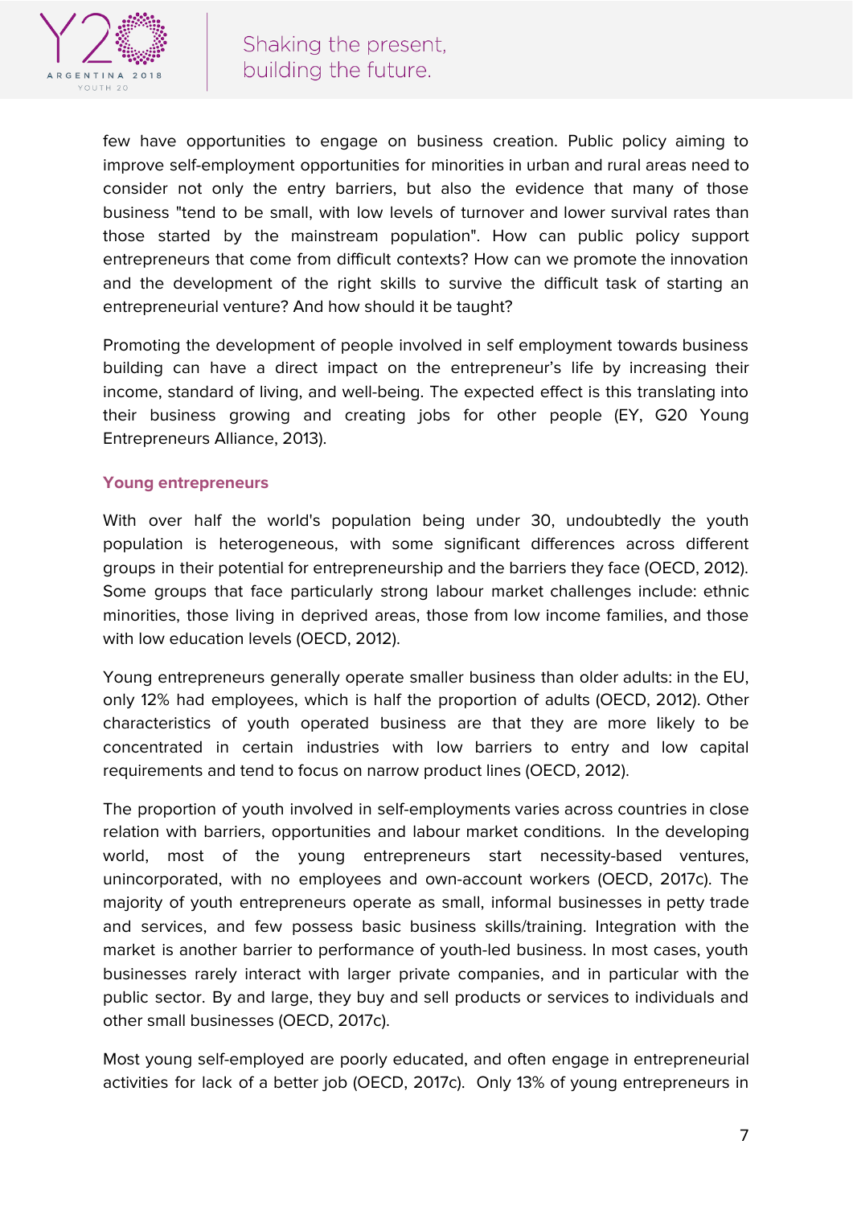few have opportunities to engage on business creation. Public policy aiming to improve self-employment opportunities for minorities in urban and rural areas need to consider not only the entry barriers, but also the evidence that many of those business "tend to be small, with low levels of turnover and lower survival rates than those started by the mainstream population". How can public policy support entrepreneurs that come from difficult contexts? How can we promote the innovation and the development of the right skills to survive the difficult task of starting an entrepreneurial venture? And how should it be taught?

Promoting the development of people involved in self employment towards business building can have a direct impact on the entrepreneur's life by increasing their income, standard of living, and well-being. The expected effect is this translating into their business growing and creating jobs for other people (EY, G20 Young Entrepreneurs Alliance, 2013).

### Young entrepreneurs

With over half the world's population being under 30, undoubtedly the youth population is heterogeneous, with some significant differences across different groups in their potential for entrepreneurship and the barriers they face (OECD, 2012). Some groups that face particularly strong labour market challenges include: ethnic minorities, those living in deprived areas, those from low income families, and those with low education levels (OECD, 2012).

Young entrepreneurs generally operate smaller business than older adults: in the EU, only 12% had employees, which is half the proportion of adults (OECD, 2012). Other characteristics of youth operated business are that they are more likely to be concentrated in certain industries with low barriers to entry and low capital requirements and tend to focus on narrow product lines (OECD, 2012).

The proportion of youth involved in self-employments varies across countries in close relation with barriers, opportunities and labour market conditions. In the developing world, most of the young entrepreneurs start necessity-based ventures, unincorporated, with no employees and own-account workers (OECD, 2017c). The majority of youth entrepreneurs operate as small, informal businesses in petty trade and services, and few possess basic business skills/training. Integration with the market is another barrier to performance of youth-led business. In most cases, youth businesses rarely interact with larger private companies, and in particular with the public sector. By and large, they buy and sell products or services to individuals and other small businesses (OECD, 2017c).

Most young self-employed are poorly educated, and often engage in entrepreneurial activities for lack of a better job (OECD, 2017c). Only 13% of young entrepreneurs in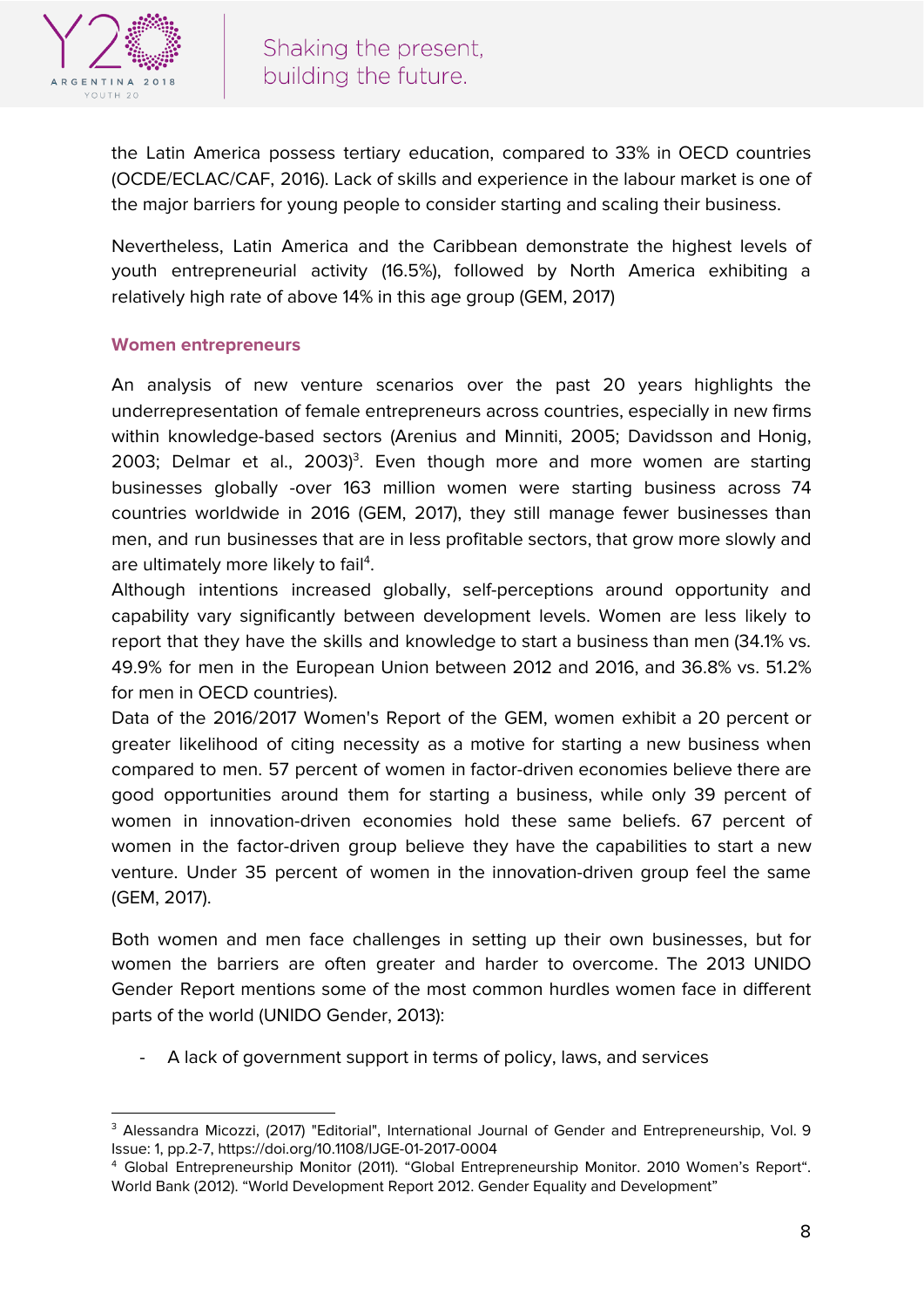the Latin America possess tertiary education, compared to 33% in OECD countries (OCDE/ECLAC/CAF, 2016). Lack of skills and experience in the labour market is one of the major barriers for young people to consider starting and scaling their business.

Nevertheless, Latin America and the Caribbean demonstrate the highest levels of youth entrepreneurial activity (16.5%), followed by North America exhibiting a relatively high rate of above 14% in this age group (GEM, 2017)

### Women entrepreneurs

An analysis of new venture scenarios over the past 20 years highlights the underrepresentation of female entrepreneurs across countries, especially in new firms within knowledge-based sectors (Arenius and Minniti, 2005; Davidsson and Honig, 2003; Delmar et al., 2003)[3]. Even though more and more women are starting businesses globally -over 163 million women were starting business across 74 countries worldwide in 2016 (GEM, 2017), they still manage fewer businesses than men, and run businesses that are in less profitable sectors, that grow more slowly and are ultimately more likely to fail[4].

Although intentions increased globally, self-perceptions around opportunity and capability vary significantly between development levels. Women are less likely to report that they have the skills and knowledge to start a business than men (34.1% vs. 49.9% for men in the European Union between 2012 and 2016, and 36.8% vs. 51.2% for men in OECD countries).

Data of the 2016/2017 Women's Report of the GEM, women exhibit a 20 percent or greater likelihood of citing necessity as a motive for starting a new business when compared to men. 57 percent of women in factor-driven economies believe there are good opportunities around them for starting a business, while only 39 percent of women in innovation-driven economies hold these same beliefs. 67 percent of women in the factor-driven group believe they have the capabilities to start a new venture. Under 35 percent of women in the innovation-driven group feel the same (GEM, 2017).

Both women and men face challenges in setting up their own businesses, but for women the barriers are often greater and harder to overcome. The 2013 UNIDO Gender Report mentions some of the most common hurdles women face in different parts of the world (UNIDO Gender, 2013):

- A lack of government support in terms of policy, laws, and services

---

[3] Alessandra Micozzi, (2017) "Editorial", International Journal of Gender and Entrepreneurship, Vol. 9 Issue: 1, pp.2-7, https://doi.org/10.1108/IJGE-01-2017-0004

[4] Global Entrepreneurship Monitor (2011). "Global Entrepreneurship Monitor. 2010 Women's Report". World Bank (2012). "World Development Report 2012. Gender Equality and Development"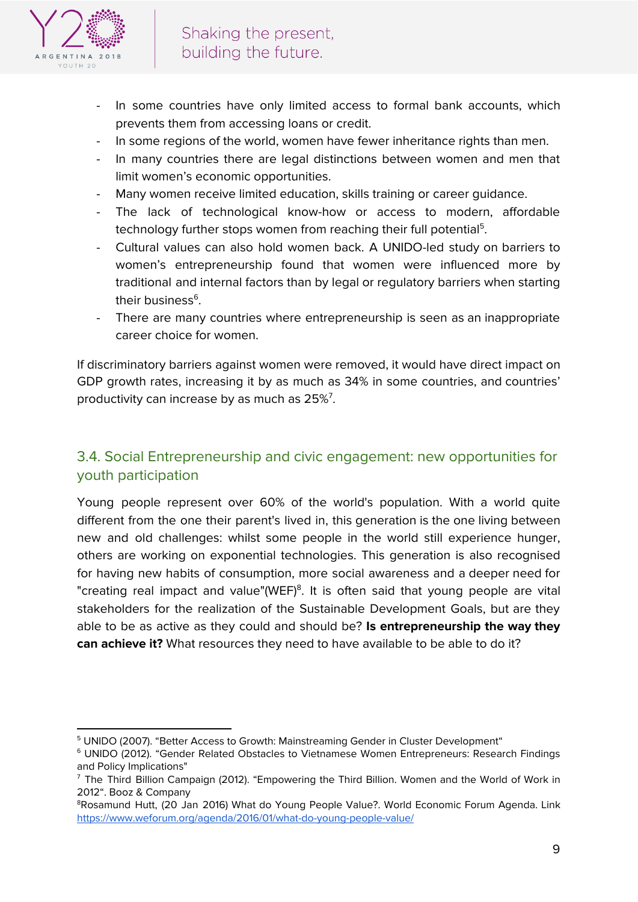- In some countries have only limited access to formal bank accounts, which prevents them from accessing loans or credit.
- In some regions of the world, women have fewer inheritance rights than men.
- In many countries there are legal distinctions between women and men that limit women's economic opportunities.
- Many women receive limited education, skills training or career guidance.
- The lack of technological know-how or access to modern, affordable technology further stops women from reaching their full potential[5].
- Cultural values can also hold women back. A UNIDO-led study on barriers to women's entrepreneurship found that women were influenced more by traditional and internal factors than by legal or regulatory barriers when starting their business[6].
- There are many countries where entrepreneurship is seen as an inappropriate career choice for women.

If discriminatory barriers against women were removed, it would have direct impact on GDP growth rates, increasing it by as much as 34% in some countries, and countries' productivity can increase by as much as 25%[7].

## 3.4. Social Entrepreneurship and civic engagement: new opportunities for youth participation

Young people represent over 60% of the world's population. With a world quite different from the one their parent's lived in, this generation is the one living between new and old challenges: whilst some people in the world still experience hunger, others are working on exponential technologies. This generation is also recognised for having new habits of consumption, more social awareness and a deeper need for "creating real impact and value"(WEF)[8]. It is often said that young people are vital stakeholders for the realization of the Sustainable Development Goals, but are they able to be as active as they could and should be? **Is entrepreneurship the way they can achieve it?** What resources they need to have available to be able to do it?

---

[5] UNIDO (2007). "Better Access to Growth: Mainstreaming Gender in Cluster Development"

[6] UNIDO (2012). "Gender Related Obstacles to Vietnamese Women Entrepreneurs: Research Findings and Policy Implications"

[7] The Third Billion Campaign (2012). "Empowering the Third Billion. Women and the World of Work in 2012". Booz & Company

[8] Rosamund Hutt, (20 Jan 2016) What do Young People Value?. World Economic Forum Agenda. Link https://www.weforum.org/agenda/2016/01/what-do-young-people-value/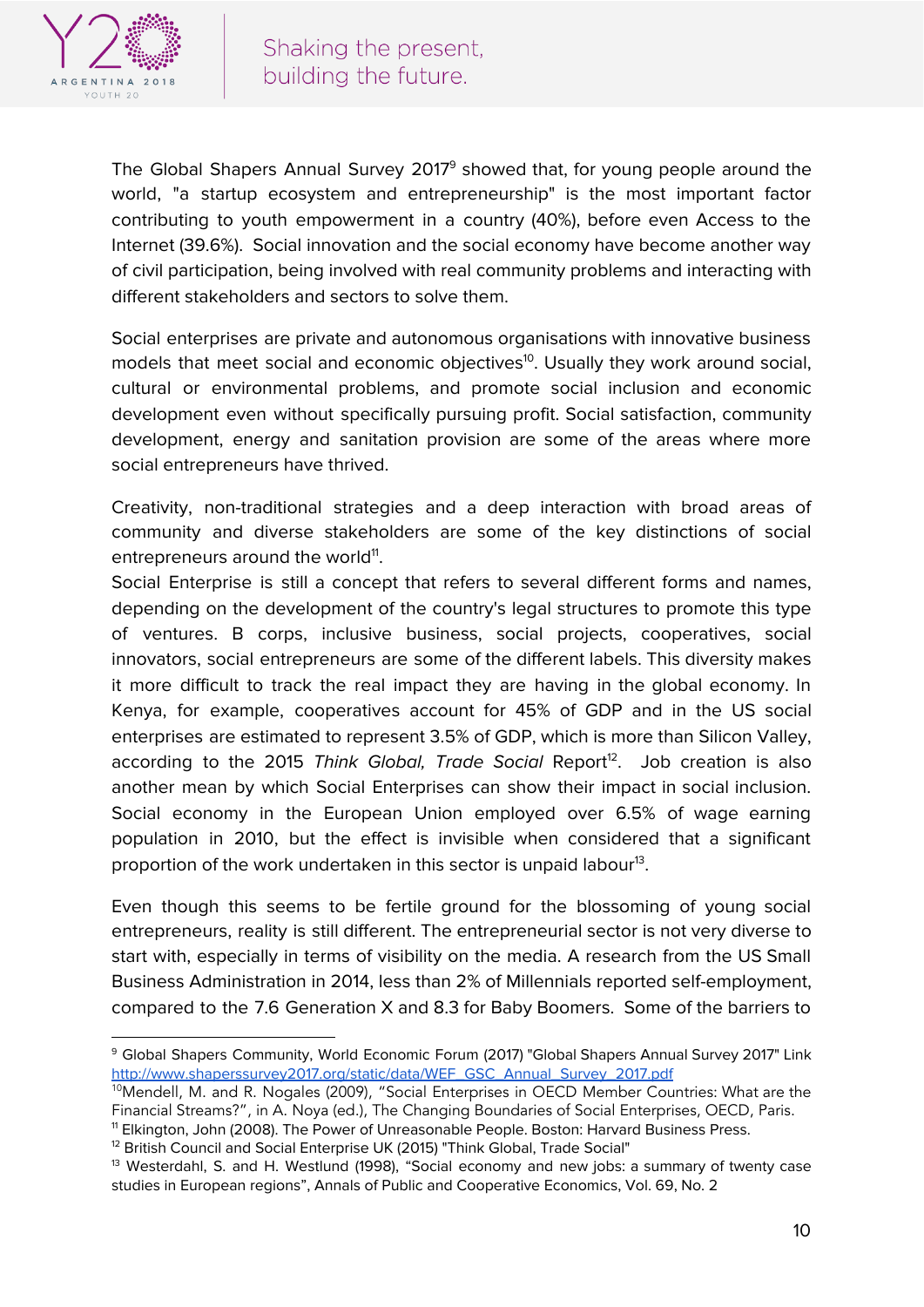The Global Shapers Annual Survey 2017[9] showed that, for young people around the world, "a startup ecosystem and entrepreneurship" is the most important factor contributing to youth empowerment in a country (40%), before even Access to the Internet (39.6%). Social innovation and the social economy have become another way of civil participation, being involved with real community problems and interacting with different stakeholders and sectors to solve them.

Social enterprises are private and autonomous organisations with innovative business models that meet social and economic objectives[10]. Usually they work around social, cultural or environmental problems, and promote social inclusion and economic development even without specifically pursuing profit. Social satisfaction, community development, energy and sanitation provision are some of the areas where more social entrepreneurs have thrived.

Creativity, non-traditional strategies and a deep interaction with broad areas of community and diverse stakeholders are some of the key distinctions of social entrepreneurs around the world[11].

Social Enterprise is still a concept that refers to several different forms and names, depending on the development of the country's legal structures to promote this type of ventures. B corps, inclusive business, social projects, cooperatives, social innovators, social entrepreneurs are some of the different labels. This diversity makes it more difficult to track the real impact they are having in the global economy. In Kenya, for example, cooperatives account for 45% of GDP and in the US social enterprises are estimated to represent 3.5% of GDP, which is more than Silicon Valley, according to the 2015 *Think Global, Trade Social* Report[12]. Job creation is also another mean by which Social Enterprises can show their impact in social inclusion. Social economy in the European Union employed over 6.5% of wage earning population in 2010, but the effect is invisible when considered that a significant proportion of the work undertaken in this sector is unpaid labour[13].

Even though this seems to be fertile ground for the blossoming of young social entrepreneurs, reality is still different. The entrepreneurial sector is not very diverse to start with, especially in terms of visibility on the media. A research from the US Small Business Administration in 2014, less than 2% of Millennials reported self-employment, compared to the 7.6 Generation X and 8.3 for Baby Boomers. Some of the barriers to

---

[9] Global Shapers Community, World Economic Forum (2017) "Global Shapers Annual Survey 2017" Link http://www.shaperssurvey2017.org/static/data/WEF_GSC_Annual_Survey_2017.pdf

[10] Mendell, M. and R. Nogales (2009), "Social Enterprises in OECD Member Countries: What are the Financial Streams?", in A. Noya (ed.), The Changing Boundaries of Social Enterprises, OECD, Paris.

[11] Elkington, John (2008). The Power of Unreasonable People. Boston: Harvard Business Press.

[12] British Council and Social Enterprise UK (2015) "Think Global, Trade Social"

[13] Westerdahl, S. and H. Westlund (1998), "Social economy and new jobs: a summary of twenty case studies in European regions", Annals of Public and Cooperative Economics, Vol. 69, No. 2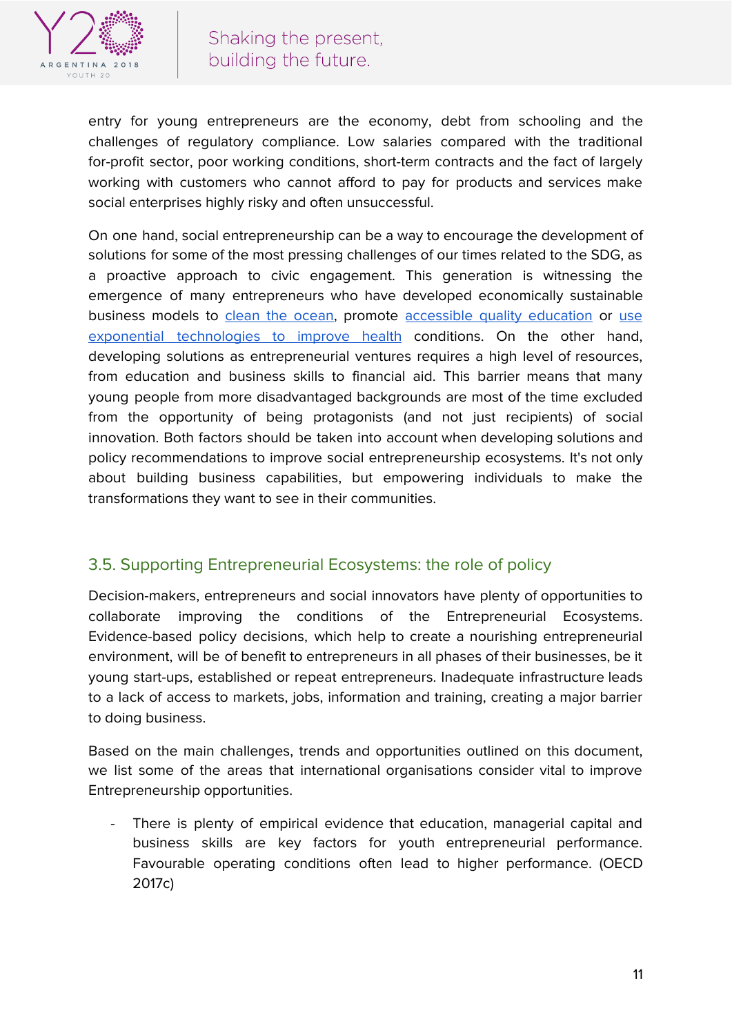entry for young entrepreneurs are the economy, debt from schooling and the challenges of regulatory compliance. Low salaries compared with the traditional for-profit sector, poor working conditions, short-term contracts and the fact of largely working with customers who cannot afford to pay for products and services make social enterprises highly risky and often unsuccessful.

On one hand, social entrepreneurship can be a way to encourage the development of solutions for some of the most pressing challenges of our times related to the SDG, as a proactive approach to civic engagement. This generation is witnessing the emergence of many entrepreneurs who have developed economically sustainable business models to clean the ocean, promote accessible quality education or use exponential technologies to improve health conditions. On the other hand, developing solutions as entrepreneurial ventures requires a high level of resources, from education and business skills to financial aid. This barrier means that many young people from more disadvantaged backgrounds are most of the time excluded from the opportunity of being protagonists (and not just recipients) of social innovation. Both factors should be taken into account when developing solutions and policy recommendations to improve social entrepreneurship ecosystems. It's not only about building business capabilities, but empowering individuals to make the transformations they want to see in their communities.

## 3.5. Supporting Entrepreneurial Ecosystems: the role of policy

Decision-makers, entrepreneurs and social innovators have plenty of opportunities to collaborate improving the conditions of the Entrepreneurial Ecosystems. Evidence-based policy decisions, which help to create a nourishing entrepreneurial environment, will be of benefit to entrepreneurs in all phases of their businesses, be it young start-ups, established or repeat entrepreneurs. Inadequate infrastructure leads to a lack of access to markets, jobs, information and training, creating a major barrier to doing business.

Based on the main challenges, trends and opportunities outlined on this document, we list some of the areas that international organisations consider vital to improve Entrepreneurship opportunities.

- There is plenty of empirical evidence that education, managerial capital and business skills are key factors for youth entrepreneurial performance. Favourable operating conditions often lead to higher performance. (OECD 2017c)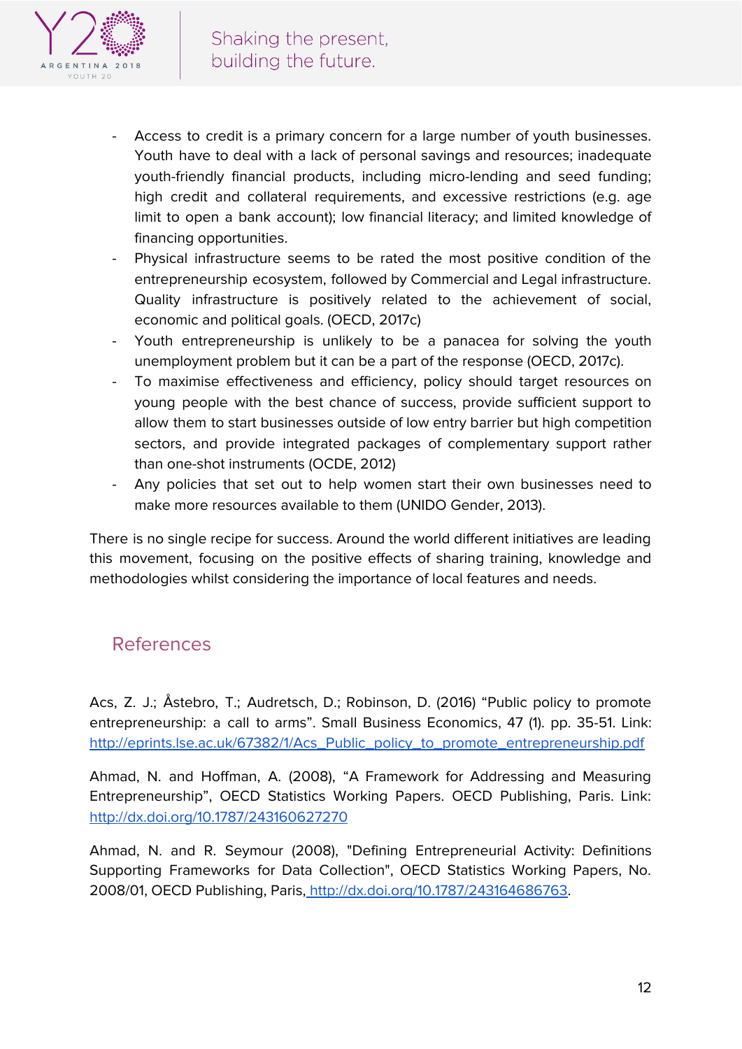- Access to credit is a primary concern for a large number of youth businesses. Youth have to deal with a lack of personal savings and resources; inadequate youth-friendly financial products, including micro-lending and seed funding; high credit and collateral requirements, and excessive restrictions (e.g. age limit to open a bank account); low financial literacy; and limited knowledge of financing opportunities.
- Physical infrastructure seems to be rated the most positive condition of the entrepreneurship ecosystem, followed by Commercial and Legal infrastructure. Quality infrastructure is positively related to the achievement of social, economic and political goals. (OECD, 2017c)
- Youth entrepreneurship is unlikely to be a panacea for solving the youth unemployment problem but it can be a part of the response (OECD, 2017c).
- To maximise effectiveness and efficiency, policy should target resources on young people with the best chance of success, provide sufficient support to allow them to start businesses outside of low entry barrier but high competition sectors, and provide integrated packages of complementary support rather than one-shot instruments (OCDE, 2012)
- Any policies that set out to help women start their own businesses need to make more resources available to them (UNIDO Gender, 2013).

There is no single recipe for success. Around the world different initiatives are leading this movement, focusing on the positive effects of sharing training, knowledge and methodologies whilst considering the importance of local features and needs.

## References

Acs, Z. J.; Åstebro, T.; Audretsch, D.; Robinson, D. (2016) "Public policy to promote entrepreneurship: a call to arms". Small Business Economics, 47 (1). pp. 35-51. Link: http://eprints.lse.ac.uk/67382/1/Acs_Public_policy_to_promote_entrepreneurship.pdf

Ahmad, N. and Hoffman, A. (2008), "A Framework for Addressing and Measuring Entrepreneurship", OECD Statistics Working Papers. OECD Publishing, Paris. Link: http://dx.doi.org/10.1787/243160627270

Ahmad, N. and R. Seymour (2008), "Defining Entrepreneurial Activity: Definitions Supporting Frameworks for Data Collection", OECD Statistics Working Papers, No. 2008/01, OECD Publishing, Paris, http://dx.doi.org/10.1787/243164686763.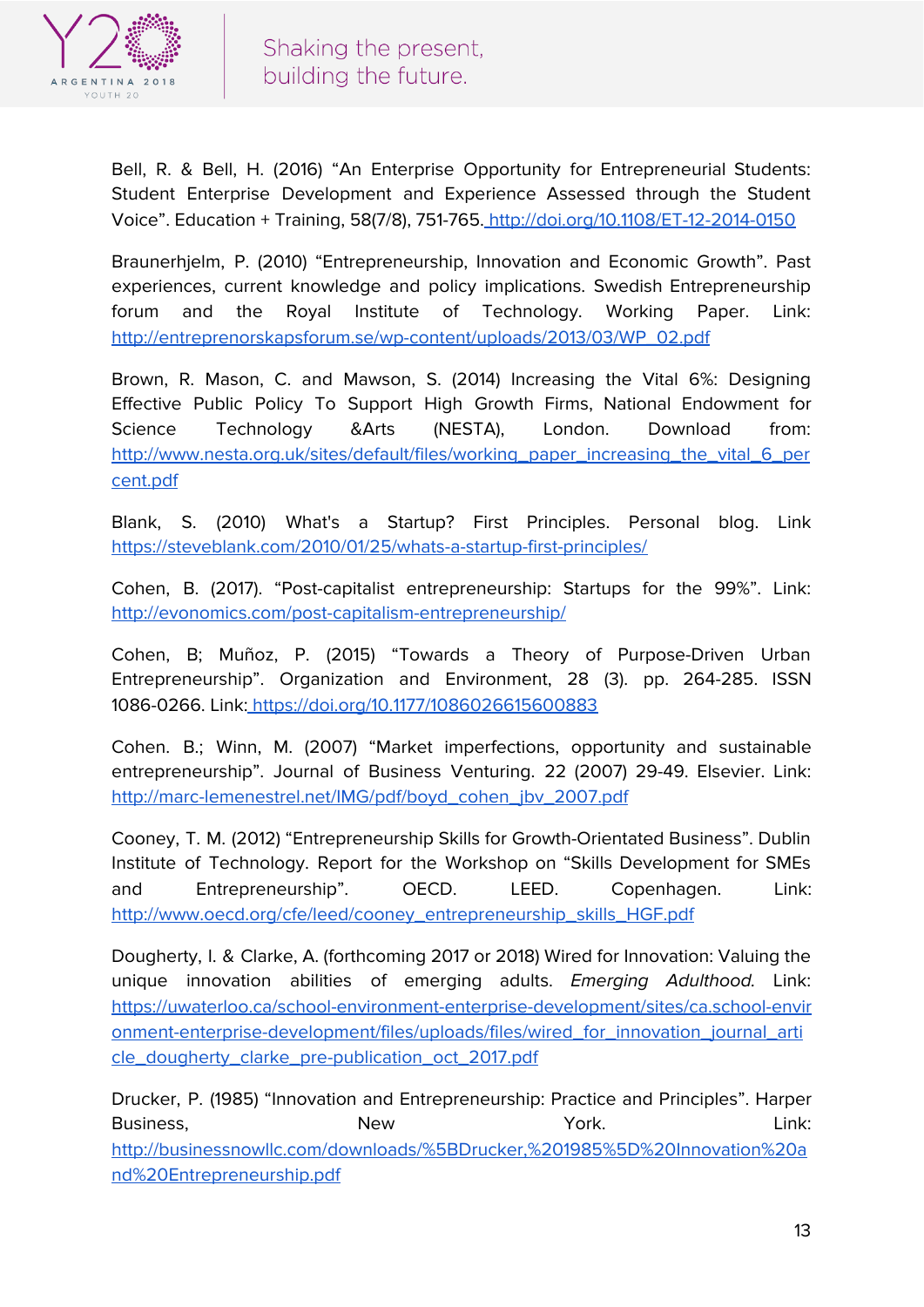Bell, R. & Bell, H. (2016) “An Enterprise Opportunity for Entrepreneurial Students: Student Enterprise Development and Experience Assessed through the Student Voice”. Education + Training, 58(7/8), 751-765. http://doi.org/10.1108/ET-12-2014-0150

Braunerhjelm, P. (2010) “Entrepreneurship, Innovation and Economic Growth”. Past experiences, current knowledge and policy implications. Swedish Entrepreneurship forum and the Royal Institute of Technology. Working Paper. Link: http://entreprenorskapsforum.se/wp-content/uploads/2013/03/WP_02.pdf

Brown, R. Mason, C. and Mawson, S. (2014) Increasing the Vital 6%: Designing Effective Public Policy To Support High Growth Firms, National Endowment for Science Technology &Arts (NESTA), London. Download from: http://www.nesta.org.uk/sites/default/files/working_paper_increasing_the_vital_6_percent.pdf

Blank, S. (2010) What's a Startup? First Principles. Personal blog. Link https://steveblank.com/2010/01/25/whats-a-startup-first-principles/

Cohen, B. (2017). “Post-capitalist entrepreneurship: Startups for the 99%”. Link: http://evonomics.com/post-capitalism-entrepreneurship/

Cohen, B; Muñoz, P. (2015) “Towards a Theory of Purpose-Driven Urban Entrepreneurship”. Organization and Environment, 28 (3). pp. 264-285. ISSN 1086-0266. Link: https://doi.org/10.1177/1086026615600883

Cohen. B.; Winn, M. (2007) “Market imperfections, opportunity and sustainable entrepreneurship”. Journal of Business Venturing. 22 (2007) 29-49. Elsevier. Link: http://marc-lemenestrel.net/IMG/pdf/boyd_cohen_jbv_2007.pdf

Cooney, T. M. (2012) “Entrepreneurship Skills for Growth-Orientated Business”. Dublin Institute of Technology. Report for the Workshop on “Skills Development for SMEs and Entrepreneurship”. OECD. LEED. Copenhagen. Link: http://www.oecd.org/cfe/leed/cooney_entrepreneurship_skills_HGF.pdf

Dougherty, I. & Clarke, A. (forthcoming 2017 or 2018) Wired for Innovation: Valuing the unique innovation abilities of emerging adults. *Emerging Adulthood*. Link: https://uwaterloo.ca/school-environment-enterprise-development/sites/ca.school-environment-enterprise-development/files/uploads/files/wired_for_innovation_journal_article_dougherty_clarke_pre-publication_oct_2017.pdf

Drucker, P. (1985) “Innovation and Entrepreneurship: Practice and Principles”. Harper Business, New York. Link: http://businessnowllc.com/downloads/%5BDrucker,%201985%5D%20Innovation%20and%20Entrepreneurship.pdf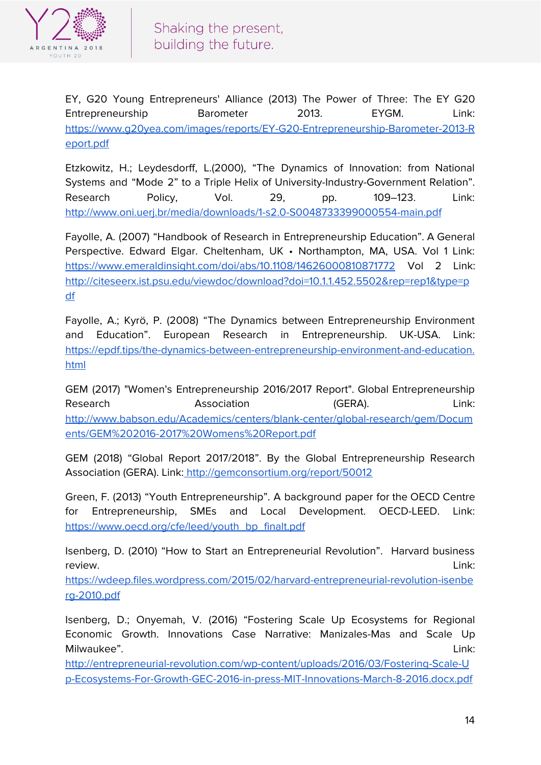EY, G20 Young Entrepreneurs' Alliance (2013) The Power of Three: The EY G20 Entrepreneurship Barometer 2013. EYGM. Link: https://www.g20yea.com/images/reports/EY-G20-Entrepreneurship-Barometer-2013-Report.pdf

Etzkowitz, H.; Leydesdorff, L.(2000), "The Dynamics of Innovation: from National Systems and "Mode 2" to a Triple Helix of University-Industry-Government Relation". Research Policy, Vol. 29, pp. 109–123. Link: http://www.oni.uerj.br/media/downloads/1-s2.0-S0048733399000554-main.pdf

Fayolle, A. (2007) "Handbook of Research in Entrepreneurship Education". A General Perspective. Edward Elgar. Cheltenham, UK • Northampton, MA, USA. Vol 1 Link: https://www.emeraldinsight.com/doi/abs/10.1108/14626000810871772 Vol 2 Link: http://citeseerx.ist.psu.edu/viewdoc/download?doi=10.1.1.452.5502&rep=rep1&type=pdf

Fayolle, A.; Kyrö, P. (2008) "The Dynamics between Entrepreneurship Environment and Education". European Research in Entrepreneurship. UK-USA. Link: https://epdf.tips/the-dynamics-between-entrepreneurship-environment-and-education.html

GEM (2017) "Women's Entrepreneurship 2016/2017 Report". Global Entrepreneurship Research Association (GERA). Link: http://www.babson.edu/Academics/centers/blank-center/global-research/gem/Documents/GEM%202016-2017%20Womens%20Report.pdf

GEM (2018) "Global Report 2017/2018". By the Global Entrepreneurship Research Association (GERA). Link: http://gemconsortium.org/report/50012

Green, F. (2013) "Youth Entrepreneurship". A background paper for the OECD Centre for Entrepreneurship, SMEs and Local Development. OECD-LEED. Link: https://www.oecd.org/cfe/leed/youth_bp_finalt.pdf

Isenberg, D. (2010) "How to Start an Entrepreneurial Revolution". Harvard business review. Link: https://wdeep.files.wordpress.com/2015/02/harvard-entrepreneurial-revolution-isenberg-2010.pdf

Isenberg, D.; Onyemah, V. (2016) "Fostering Scale Up Ecosystems for Regional Economic Growth. Innovations Case Narrative: Manizales-Mas and Scale Up Milwaukee". Link: http://entrepreneurial-revolution.com/wp-content/uploads/2016/03/Fostering-Scale-Up-Ecosystems-For-Growth-GEC-2016-in-press-MIT-Innovations-March-8-2016.docx.pdf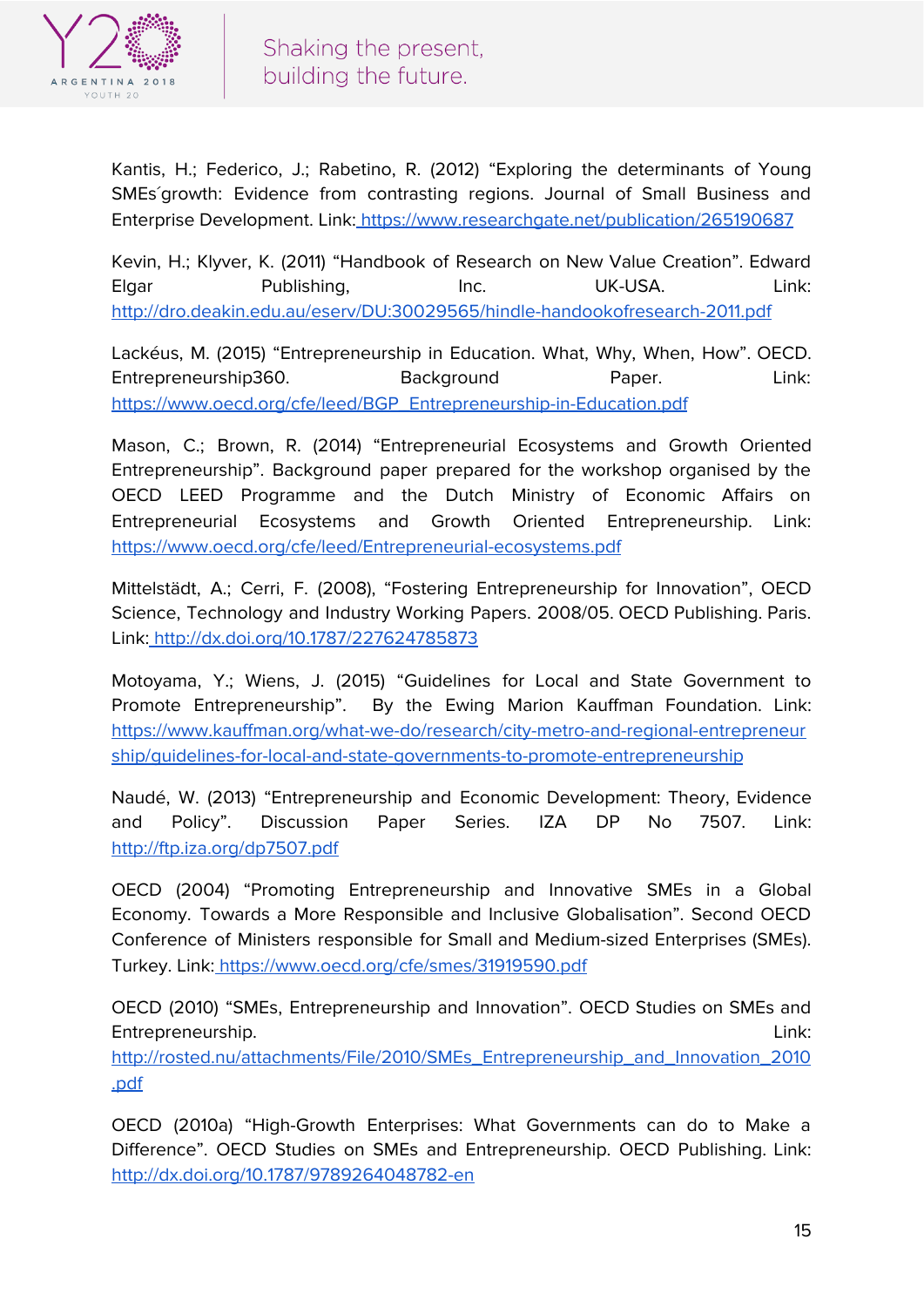Kantis, H.; Federico, J.; Rabetino, R. (2012) “Exploring the determinants of Young SMEs´growth: Evidence from contrasting regions. Journal of Small Business and Enterprise Development. Link: https://www.researchgate.net/publication/265190687

Kevin, H.; Klyver, K. (2011) “Handbook of Research on New Value Creation”. Edward Elgar Publishing, Inc. UK-USA. Link: http://dro.deakin.edu.au/eserv/DU:30029565/hindle-handookofresearch-2011.pdf

Lackéus, M. (2015) “Entrepreneurship in Education. What, Why, When, How”. OECD. Entrepreneurship360. Background Paper. Link: https://www.oecd.org/cfe/leed/BGP_Entrepreneurship-in-Education.pdf

Mason, C.; Brown, R. (2014) “Entrepreneurial Ecosystems and Growth Oriented Entrepreneurship”. Background paper prepared for the workshop organised by the OECD LEED Programme and the Dutch Ministry of Economic Affairs on Entrepreneurial Ecosystems and Growth Oriented Entrepreneurship. Link: https://www.oecd.org/cfe/leed/Entrepreneurial-ecosystems.pdf

Mittelstädt, A.; Cerri, F. (2008), “Fostering Entrepreneurship for Innovation”, OECD Science, Technology and Industry Working Papers. 2008/05. OECD Publishing. Paris. Link: http://dx.doi.org/10.1787/227624785873

Motoyama, Y.; Wiens, J. (2015) “Guidelines for Local and State Government to Promote Entrepreneurship”. By the Ewing Marion Kauffman Foundation. Link: https://www.kauffman.org/what-we-do/research/city-metro-and-regional-entrepreneurship/guidelines-for-local-and-state-governments-to-promote-entrepreneurship

Naudé, W. (2013) “Entrepreneurship and Economic Development: Theory, Evidence and Policy”. Discussion Paper Series. IZA DP No 7507. Link: http://ftp.iza.org/dp7507.pdf

OECD (2004) “Promoting Entrepreneurship and Innovative SMEs in a Global Economy. Towards a More Responsible and Inclusive Globalisation”. Second OECD Conference of Ministers responsible for Small and Medium-sized Enterprises (SMEs). Turkey. Link: https://www.oecd.org/cfe/smes/31919590.pdf

OECD (2010) “SMEs, Entrepreneurship and Innovation”. OECD Studies on SMEs and Entrepreneurship. Link: http://rosted.nu/attachments/File/2010/SMEs_Entrepreneurship_and_Innovation_2010.pdf

OECD (2010a) “High-Growth Enterprises: What Governments can do to Make a Difference”. OECD Studies on SMEs and Entrepreneurship. OECD Publishing. Link: http://dx.doi.org/10.1787/9789264048782-en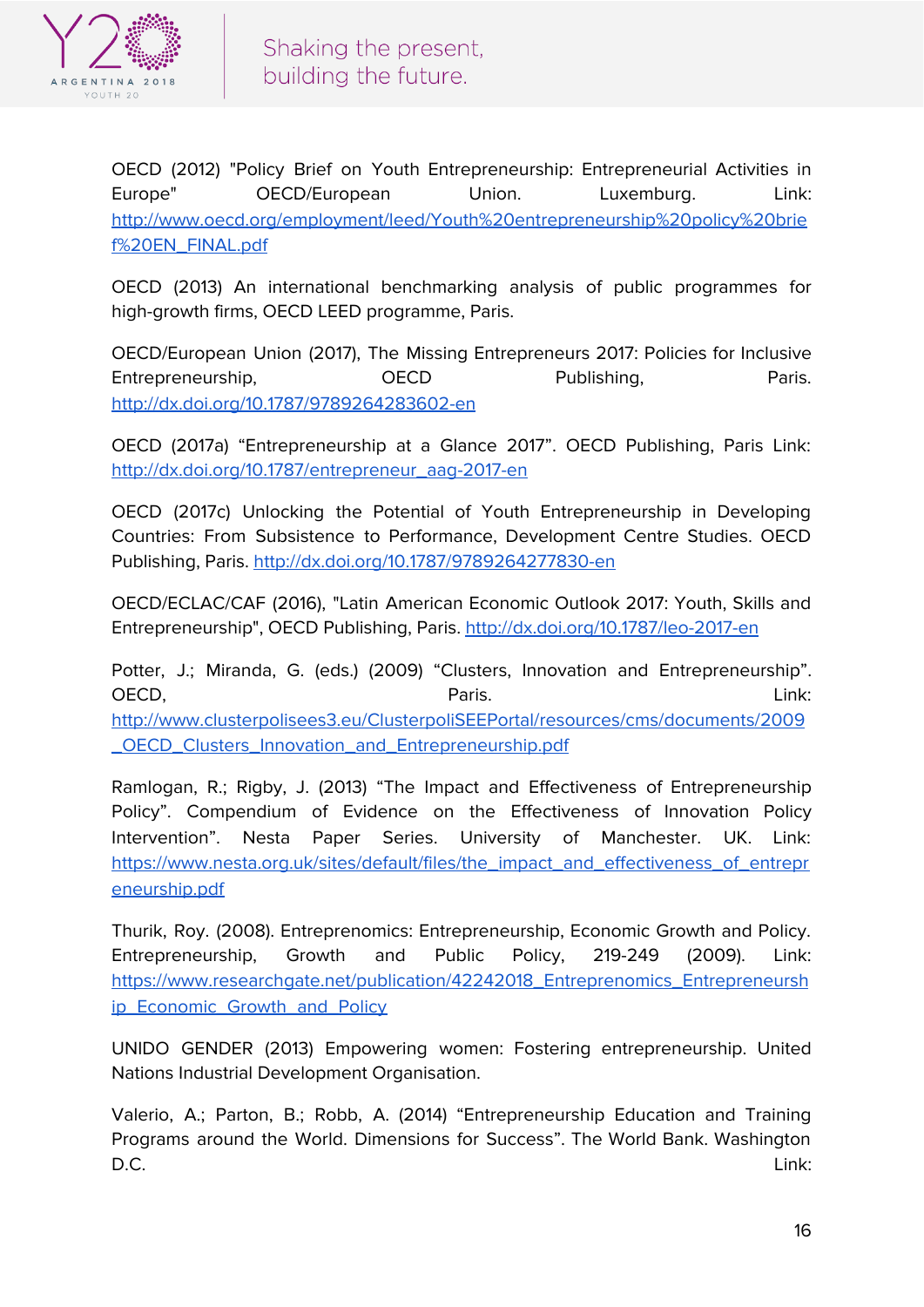OECD (2012) "Policy Brief on Youth Entrepreneurship: Entrepreneurial Activities in Europe" OECD/European Union. Luxemburg. Link: http://www.oecd.org/employment/leed/Youth%20entrepreneurship%20policy%20brief%20EN_FINAL.pdf

OECD (2013) An international benchmarking analysis of public programmes for high-growth firms, OECD LEED programme, Paris.

OECD/European Union (2017), The Missing Entrepreneurs 2017: Policies for Inclusive Entrepreneurship, OECD Publishing, Paris. http://dx.doi.org/10.1787/9789264283602-en

OECD (2017a) “Entrepreneurship at a Glance 2017”. OECD Publishing, Paris Link: http://dx.doi.org/10.1787/entrepreneur_aag-2017-en

OECD (2017c) Unlocking the Potential of Youth Entrepreneurship in Developing Countries: From Subsistence to Performance, Development Centre Studies. OECD Publishing, Paris. http://dx.doi.org/10.1787/9789264277830-en

OECD/ECLAC/CAF (2016), "Latin American Economic Outlook 2017: Youth, Skills and Entrepreneurship", OECD Publishing, Paris. http://dx.doi.org/10.1787/leo-2017-en

Potter, J.; Miranda, G. (eds.) (2009) “Clusters, Innovation and Entrepreneurship”. OECD, Paris. Link: http://www.clusterpolisees3.eu/ClusterpoliSEEPortal/resources/cms/documents/2009_OECD_Clusters_Innovation_and_Entrepreneurship.pdf

Ramlogan, R.; Rigby, J. (2013) “The Impact and Effectiveness of Entrepreneurship Policy”. Compendium of Evidence on the Effectiveness of Innovation Policy Intervention”. Nesta Paper Series. University of Manchester. UK. Link: https://www.nesta.org.uk/sites/default/files/the_impact_and_effectiveness_of_entrepreneurship.pdf

Thurik, Roy. (2008). Entreprenomics: Entrepreneurship, Economic Growth and Policy. Entrepreneurship, Growth and Public Policy, 219-249 (2009). Link: https://www.researchgate.net/publication/42242018_Entreprenomics_Entrepreneurship_Economic_Growth_and_Policy

UNIDO GENDER (2013) Empowering women: Fostering entrepreneurship. United Nations Industrial Development Organisation.

Valerio, A.; Parton, B.; Robb, A. (2014) “Entrepreneurship Education and Training Programs around the World. Dimensions for Success”. The World Bank. Washington D.C. Link: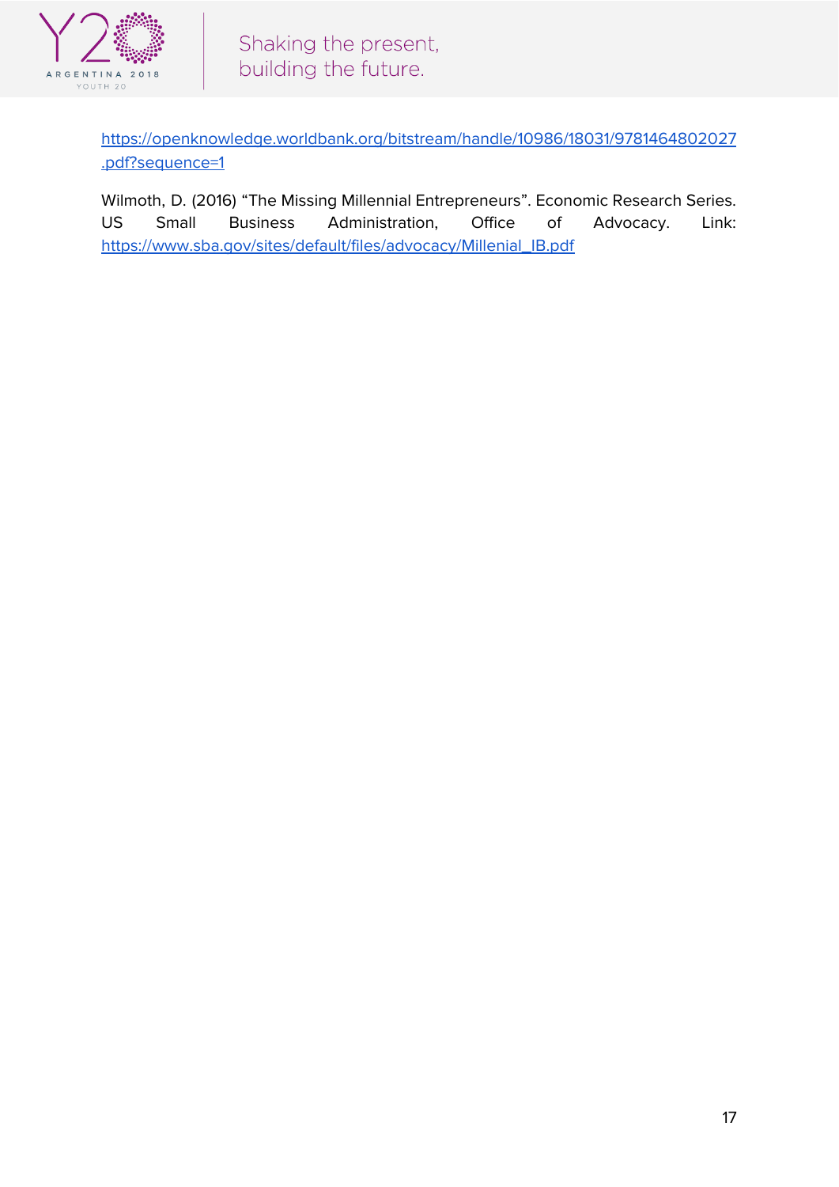https://openknowledge.worldbank.org/bitstream/handle/10986/18031/9781464802027.pdf?sequence=1

Wilmoth, D. (2016) “The Missing Millennial Entrepreneurs”. Economic Research Series. US Small Business Administration, Office of Advocacy. Link: https://www.sba.gov/sites/default/files/advocacy/Millenial_IB.pdf